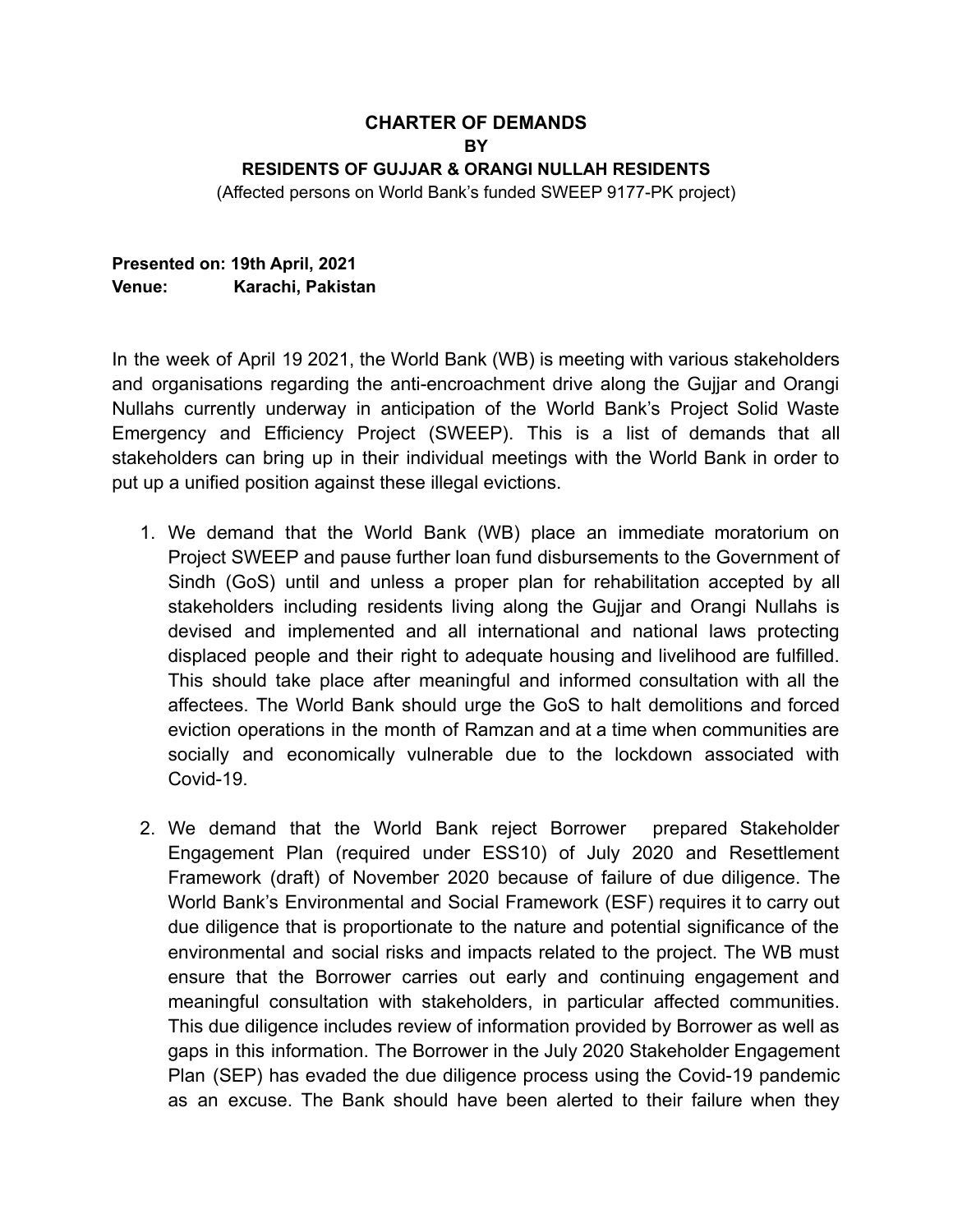# CHARTER OF DEMANDS
## BY
## RESIDENTS OF GUJJAR & ORANGI NULLAH RESIDENTS

(Affected persons on World Bank's funded SWEEP 9177-PK project)

**Presented on: 19th April, 2021**
**Venue: Karachi, Pakistan**

In the week of April 19 2021, the World Bank (WB) is meeting with various stakeholders and organisations regarding the anti-encroachment drive along the Gujjar and Orangi Nullahs currently underway in anticipation of the World Bank's Project Solid Waste Emergency and Efficiency Project (SWEEP). This is a list of demands that all stakeholders can bring up in their individual meetings with the World Bank in order to put up a unified position against these illegal evictions.

1. We demand that the World Bank (WB) place an immediate moratorium on Project SWEEP and pause further loan fund disbursements to the Government of Sindh (GoS) until and unless a proper plan for rehabilitation accepted by all stakeholders including residents living along the Gujjar and Orangi Nullahs is devised and implemented and all international and national laws protecting displaced people and their right to adequate housing and livelihood are fulfilled. This should take place after meaningful and informed consultation with all the affectees. The World Bank should urge the GoS to halt demolitions and forced eviction operations in the month of Ramzan and at a time when communities are socially and economically vulnerable due to the lockdown associated with Covid-19.

2. We demand that the World Bank reject Borrower prepared Stakeholder Engagement Plan (required under ESS10) of July 2020 and Resettlement Framework (draft) of November 2020 because of failure of due diligence. The World Bank's Environmental and Social Framework (ESF) requires it to carry out due diligence that is proportionate to the nature and potential significance of the environmental and social risks and impacts related to the project. The WB must ensure that the Borrower carries out early and continuing engagement and meaningful consultation with stakeholders, in particular affected communities. This due diligence includes review of information provided by Borrower as well as gaps in this information. The Borrower in the July 2020 Stakeholder Engagement Plan (SEP) has evaded the due diligence process using the Covid-19 pandemic as an excuse. The Bank should have been alerted to their failure when they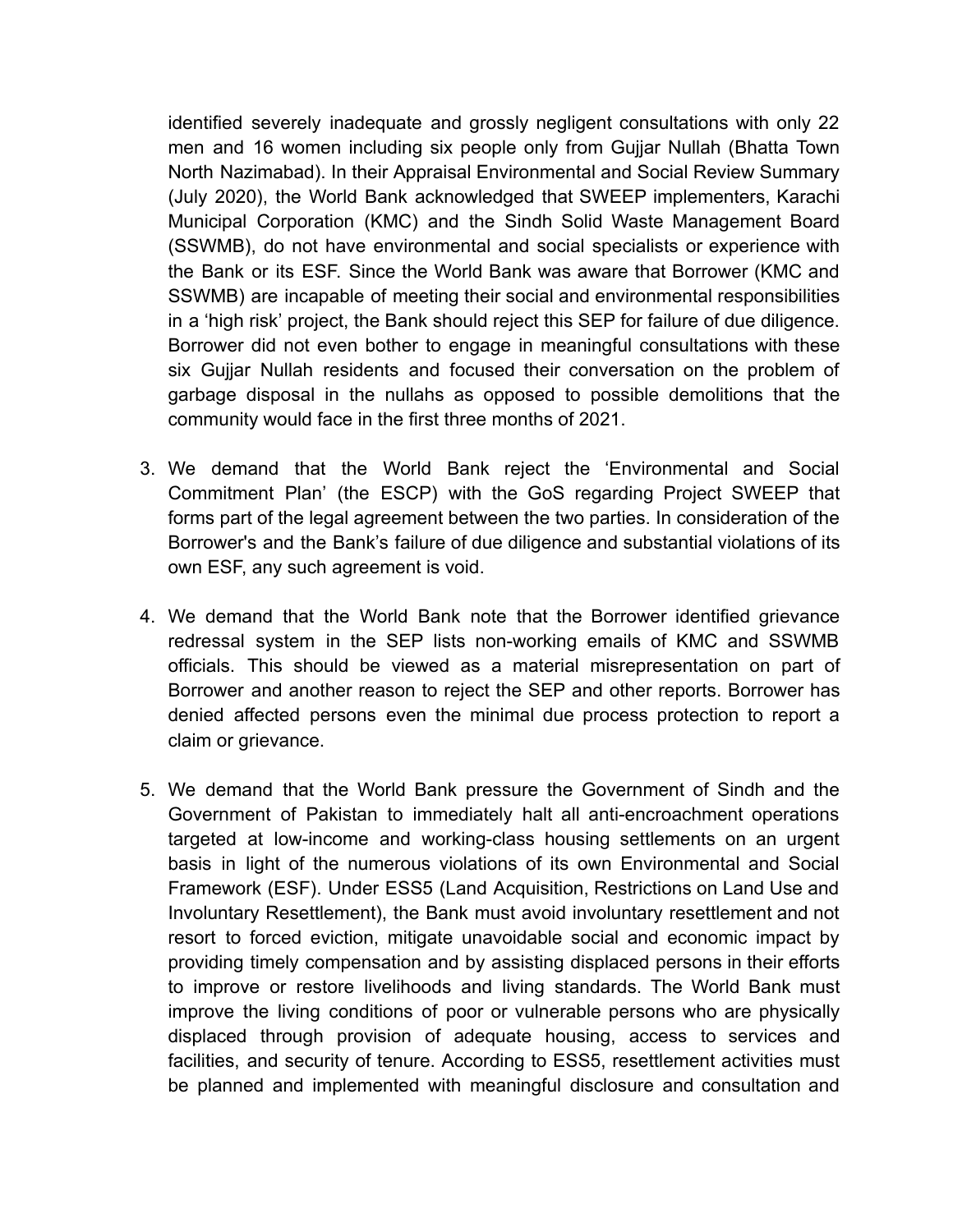identified severely inadequate and grossly negligent consultations with only 22 men and 16 women including six people only from Gujjar Nullah (Bhatta Town North Nazimabad). In their Appraisal Environmental and Social Review Summary (July 2020), the World Bank acknowledged that SWEEP implementers, Karachi Municipal Corporation (KMC) and the Sindh Solid Waste Management Board (SSWMB), do not have environmental and social specialists or experience with the Bank or its ESF. Since the World Bank was aware that Borrower (KMC and SSWMB) are incapable of meeting their social and environmental responsibilities in a 'high risk' project, the Bank should reject this SEP for failure of due diligence. Borrower did not even bother to engage in meaningful consultations with these six Gujjar Nullah residents and focused their conversation on the problem of garbage disposal in the nullahs as opposed to possible demolitions that the community would face in the first three months of 2021.

3. We demand that the World Bank reject the 'Environmental and Social Commitment Plan' (the ESCP) with the GoS regarding Project SWEEP that forms part of the legal agreement between the two parties. In consideration of the Borrower's and the Bank's failure of due diligence and substantial violations of its own ESF, any such agreement is void.

4. We demand that the World Bank note that the Borrower identified grievance redressal system in the SEP lists non-working emails of KMC and SSWMB officials. This should be viewed as a material misrepresentation on part of Borrower and another reason to reject the SEP and other reports. Borrower has denied affected persons even the minimal due process protection to report a claim or grievance.

5. We demand that the World Bank pressure the Government of Sindh and the Government of Pakistan to immediately halt all anti-encroachment operations targeted at low-income and working-class housing settlements on an urgent basis in light of the numerous violations of its own Environmental and Social Framework (ESF). Under ESS5 (Land Acquisition, Restrictions on Land Use and Involuntary Resettlement), the Bank must avoid involuntary resettlement and not resort to forced eviction, mitigate unavoidable social and economic impact by providing timely compensation and by assisting displaced persons in their efforts to improve or restore livelihoods and living standards. The World Bank must improve the living conditions of poor or vulnerable persons who are physically displaced through provision of adequate housing, access to services and facilities, and security of tenure. According to ESS5, resettlement activities must be planned and implemented with meaningful disclosure and consultation and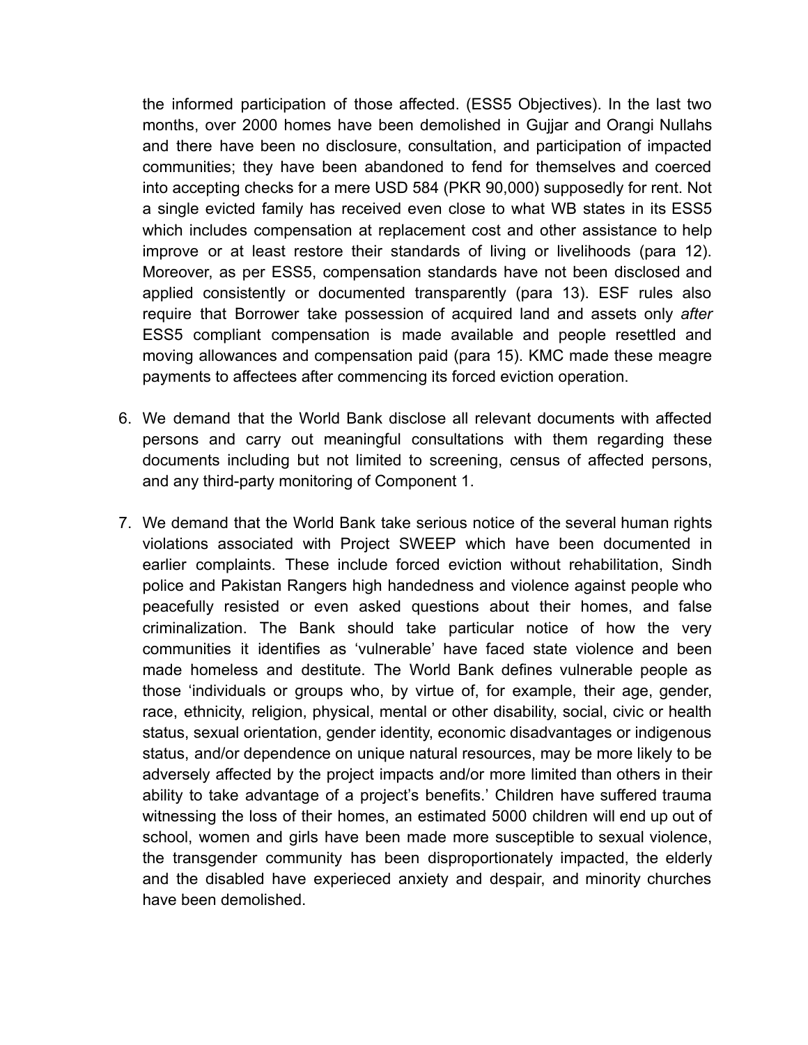the informed participation of those affected. (ESS5 Objectives). In the last two months, over 2000 homes have been demolished in Gujjar and Orangi Nullahs and there have been no disclosure, consultation, and participation of impacted communities; they have been abandoned to fend for themselves and coerced into accepting checks for a mere USD 584 (PKR 90,000) supposedly for rent. Not a single evicted family has received even close to what WB states in its ESS5 which includes compensation at replacement cost and other assistance to help improve or at least restore their standards of living or livelihoods (para 12). Moreover, as per ESS5, compensation standards have not been disclosed and applied consistently or documented transparently (para 13). ESF rules also require that Borrower take possession of acquired land and assets only *after* ESS5 compliant compensation is made available and people resettled and moving allowances and compensation paid (para 15). KMC made these meagre payments to affectees after commencing its forced eviction operation.

6. We demand that the World Bank disclose all relevant documents with affected persons and carry out meaningful consultations with them regarding these documents including but not limited to screening, census of affected persons, and any third-party monitoring of Component 1.

7. We demand that the World Bank take serious notice of the several human rights violations associated with Project SWEEP which have been documented in earlier complaints. These include forced eviction without rehabilitation, Sindh police and Pakistan Rangers high handedness and violence against people who peacefully resisted or even asked questions about their homes, and false criminalization. The Bank should take particular notice of how the very communities it identifies as 'vulnerable' have faced state violence and been made homeless and destitute. The World Bank defines vulnerable people as those 'individuals or groups who, by virtue of, for example, their age, gender, race, ethnicity, religion, physical, mental or other disability, social, civic or health status, sexual orientation, gender identity, economic disadvantages or indigenous status, and/or dependence on unique natural resources, may be more likely to be adversely affected by the project impacts and/or more limited than others in their ability to take advantage of a project's benefits.' Children have suffered trauma witnessing the loss of their homes, an estimated 5000 children will end up out of school, women and girls have been made more susceptible to sexual violence, the transgender community has been disproportionately impacted, the elderly and the disabled have experieced anxiety and despair, and minority churches have been demolished.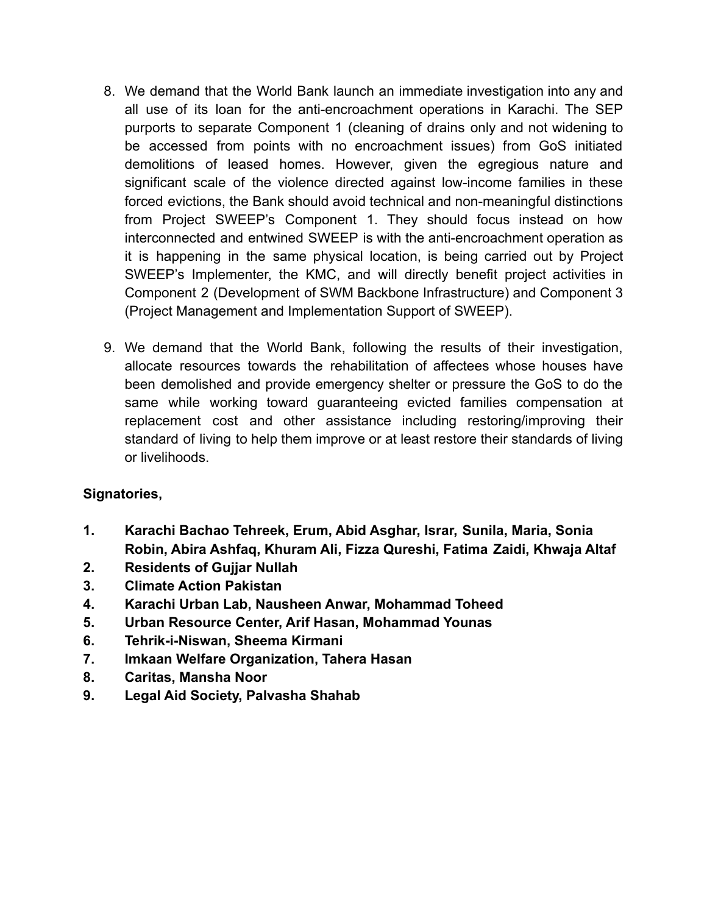8. We demand that the World Bank launch an immediate investigation into any and all use of its loan for the anti-encroachment operations in Karachi. The SEP purports to separate Component 1 (cleaning of drains only and not widening to be accessed from points with no encroachment issues) from GoS initiated demolitions of leased homes. However, given the egregious nature and significant scale of the violence directed against low-income families in these forced evictions, the Bank should avoid technical and non-meaningful distinctions from Project SWEEP's Component 1. They should focus instead on how interconnected and entwined SWEEP is with the anti-encroachment operation as it is happening in the same physical location, is being carried out by Project SWEEP's Implementer, the KMC, and will directly benefit project activities in Component 2 (Development of SWM Backbone Infrastructure) and Component 3 (Project Management and Implementation Support of SWEEP).

9. We demand that the World Bank, following the results of their investigation, allocate resources towards the rehabilitation of affectees whose houses have been demolished and provide emergency shelter or pressure the GoS to do the same while working toward guaranteeing evicted families compensation at replacement cost and other assistance including restoring/improving their standard of living to help them improve or at least restore their standards of living or livelihoods.

**Signatories,**

1. **Karachi Bachao Tehreek, Erum, Abid Asghar, Israr, Sunila, Maria, Sonia Robin, Abira Ashfaq, Khuram Ali, Fizza Qureshi, Fatima Zaidi, Khwaja Altaf**
2. **Residents of Gujjar Nullah**
3. **Climate Action Pakistan**
4. **Karachi Urban Lab, Nausheen Anwar, Mohammad Toheed**
5. **Urban Resource Center, Arif Hasan, Mohammad Younas**
6. **Tehrik-i-Niswan, Sheema Kirmani**
7. **Imkaan Welfare Organization, Tahera Hasan**
8. **Caritas, Mansha Noor**
9. **Legal Aid Society, Palvasha Shahab**